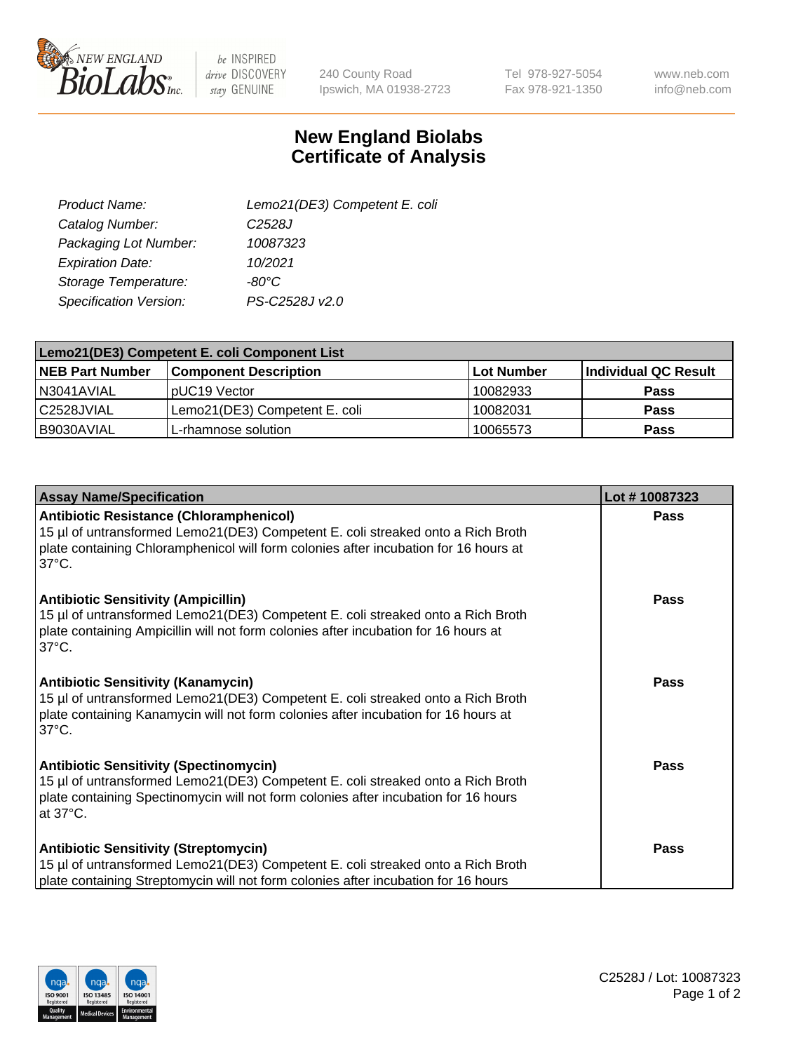240 County Road
Ipswich, MA 01938-2723

Tel 978-927-5054
Fax 978-921-1350

www.neb.com
info@neb.com

# New England Biolabs
# Certificate of Analysis

| | |
|---|---|
| *Product Name:* | *Lemo21(DE3) Competent E. coli* |
| *Catalog Number:* | *C2528J* |
| *Packaging Lot Number:* | *10087323* |
| *Expiration Date:* | *10/2021* |
| *Storage Temperature:* | *-80°C* |
| *Specification Version:* | *PS-C2528J v2.0* |

| Lemo21(DE3) Competent E. coli Component List | | | |
|---|---|---|---|
| **NEB Part Number** | **Component Description** | **Lot Number** | **Individual QC Result** |
| N3041AVIAL | pUC19 Vector | 10082933 | **Pass** |
| C2528JVIAL | Lemo21(DE3) Competent E. coli | 10082031 | **Pass** |
| B9030AVIAL | L-rhamnose solution | 10065573 | **Pass** |

| Assay Name/Specification | Lot # 10087323 |
|---|---|
| **Antibiotic Resistance (Chloramphenicol)**<br>15 µl of untransformed Lemo21(DE3) Competent E. coli streaked onto a Rich Broth plate containing Chloramphenicol will form colonies after incubation for 16 hours at 37°C. | **Pass** |
| **Antibiotic Sensitivity (Ampicillin)**<br>15 µl of untransformed Lemo21(DE3) Competent E. coli streaked onto a Rich Broth plate containing Ampicillin will not form colonies after incubation for 16 hours at 37°C. | **Pass** |
| **Antibiotic Sensitivity (Kanamycin)**<br>15 µl of untransformed Lemo21(DE3) Competent E. coli streaked onto a Rich Broth plate containing Kanamycin will not form colonies after incubation for 16 hours at 37°C. | **Pass** |
| **Antibiotic Sensitivity (Spectinomycin)**<br>15 µl of untransformed Lemo21(DE3) Competent E. coli streaked onto a Rich Broth plate containing Spectinomycin will not form colonies after incubation for 16 hours at 37°C. | **Pass** |
| **Antibiotic Sensitivity (Streptomycin)**<br>15 µl of untransformed Lemo21(DE3) Competent E. coli streaked onto a Rich Broth plate containing Streptomycin will not form colonies after incubation for 16 hours | **Pass** |

C2528J / Lot: 10087323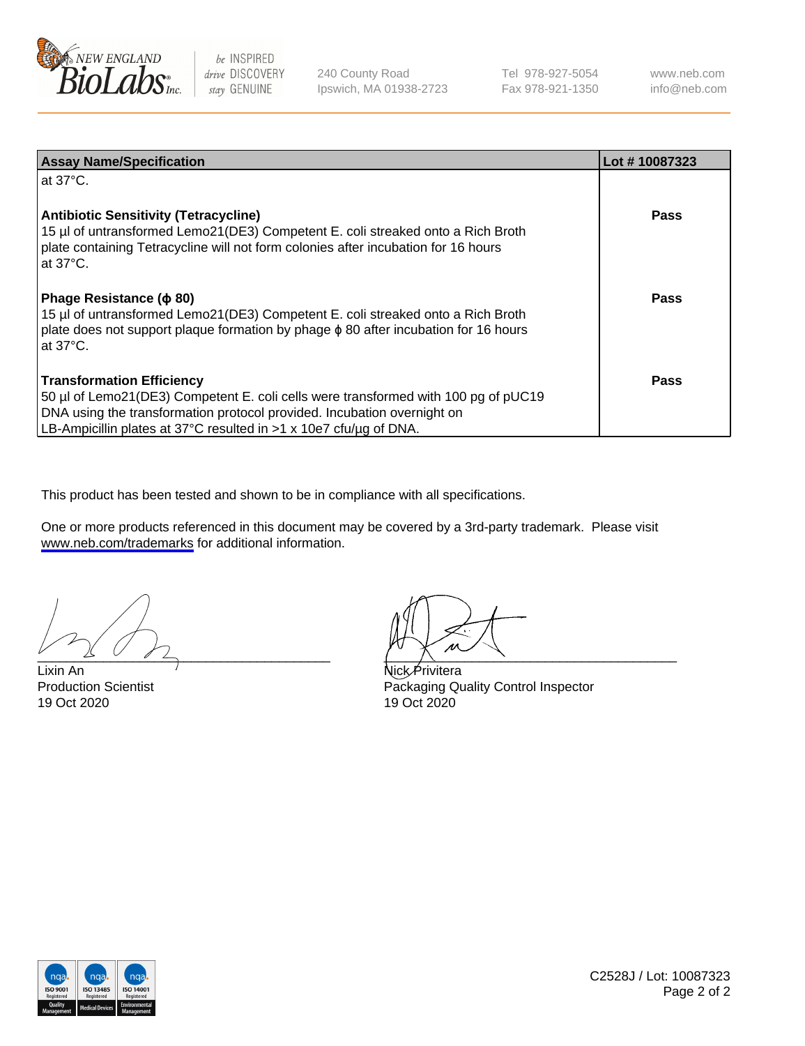| Assay Name/Specification | Lot # 10087323 |
| --- | --- |
| at 37°C. | |
| **Antibiotic Sensitivity (Tetracycline)**<br>15 µl of untransformed Lemo21(DE3) Competent E. coli streaked onto a Rich Broth plate containing Tetracycline will not form colonies after incubation for 16 hours at 37°C. | **Pass** |
| **Phage Resistance (ϕ 80)**<br>15 µl of untransformed Lemo21(DE3) Competent E. coli streaked onto a Rich Broth plate does not support plaque formation by phage ϕ 80 after incubation for 16 hours at 37°C. | **Pass** |
| **Transformation Efficiency**<br>50 µl of Lemo21(DE3) Competent E. coli cells were transformed with 100 pg of pUC19 DNA using the transformation protocol provided. Incubation overnight on LB-Ampicillin plates at 37°C resulted in >1 x 10e7 cfu/µg of DNA. | **Pass** |

This product has been tested and shown to be in compliance with all specifications.

One or more products referenced in this document may be covered by a 3rd-party trademark. Please visit www.neb.com/trademarks for additional information.

Lixin An
Production Scientist
19 Oct 2020

Nick Privitera
Packaging Quality Control Inspector
19 Oct 2020

C2528J / Lot: 10087323